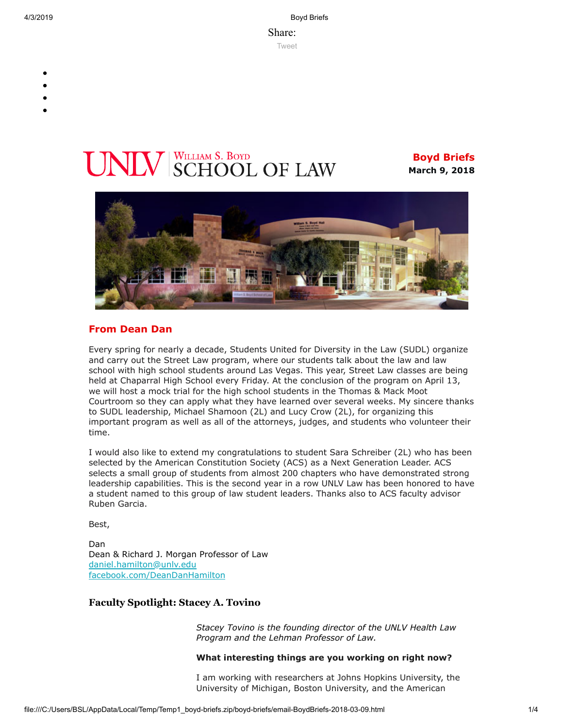Share:

Tweet

# UNLV William S. Boyd School of Law

**Boyd Briefs**
**March 9, 2018**

## From Dean Dan

Every spring for nearly a decade, Students United for Diversity in the Law (SUDL) organize and carry out the Street Law program, where our students talk about the law and law school with high school students around Las Vegas. This year, Street Law classes are being held at Chaparral High School every Friday. At the conclusion of the program on April 13, we will host a mock trial for the high school students in the Thomas & Mack Moot Courtroom so they can apply what they have learned over several weeks. My sincere thanks to SUDL leadership, Michael Shamoon (2L) and Lucy Crow (2L), for organizing this important program as well as all of the attorneys, judges, and students who volunteer their time.

I would also like to extend my congratulations to student Sara Schreiber (2L) who has been selected by the American Constitution Society (ACS) as a Next Generation Leader. ACS selects a small group of students from almost 200 chapters who have demonstrated strong leadership capabilities. This is the second year in a row UNLV Law has been honored to have a student named to this group of law student leaders. Thanks also to ACS faculty advisor Ruben Garcia.

Best,

Dan
Dean & Richard J. Morgan Professor of Law
daniel.hamilton@unlv.edu
facebook.com/DeanDanHamilton

### Faculty Spotlight: Stacey A. Tovino

*Stacey Tovino is the founding director of the UNLV Health Law Program and the Lehman Professor of Law.*

**What interesting things are you working on right now?**

I am working with researchers at Johns Hopkins University, the University of Michigan, Boston University, and the American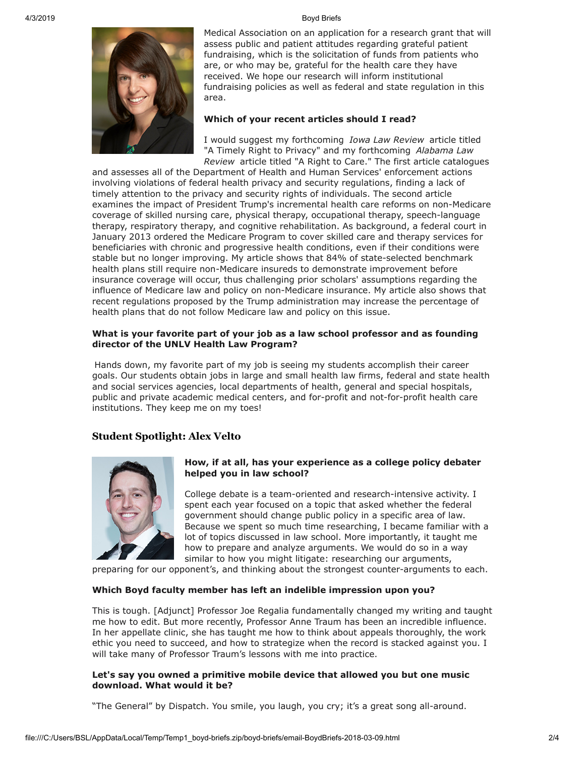Medical Association on an application for a research grant that will assess public and patient attitudes regarding grateful patient fundraising, which is the solicitation of funds from patients who are, or who may be, grateful for the health care they have received. We hope our research will inform institutional fundraising policies as well as federal and state regulation in this area.

**Which of your recent articles should I read?**

I would suggest my forthcoming *Iowa Law Review* article titled "A Timely Right to Privacy" and my forthcoming *Alabama Law Review* article titled "A Right to Care." The first article catalogues and assesses all of the Department of Health and Human Services' enforcement actions involving violations of federal health privacy and security regulations, finding a lack of timely attention to the privacy and security rights of individuals. The second article examines the impact of President Trump's incremental health care reforms on non-Medicare coverage of skilled nursing care, physical therapy, occupational therapy, speech-language therapy, respiratory therapy, and cognitive rehabilitation. As background, a federal court in January 2013 ordered the Medicare Program to cover skilled care and therapy services for beneficiaries with chronic and progressive health conditions, even if their conditions were stable but no longer improving. My article shows that 84% of state-selected benchmark health plans still require non-Medicare insureds to demonstrate improvement before insurance coverage will occur, thus challenging prior scholars' assumptions regarding the influence of Medicare law and policy on non-Medicare insurance. My article also shows that recent regulations proposed by the Trump administration may increase the percentage of health plans that do not follow Medicare law and policy on this issue.

**What is your favorite part of your job as a law school professor and as founding director of the UNLV Health Law Program?**

Hands down, my favorite part of my job is seeing my students accomplish their career goals. Our students obtain jobs in large and small health law firms, federal and state health and social services agencies, local departments of health, general and special hospitals, public and private academic medical centers, and for-profit and not-for-profit health care institutions. They keep me on my toes!

## Student Spotlight: Alex Velto

**How, if at all, has your experience as a college policy debater helped you in law school?**

College debate is a team-oriented and research-intensive activity. I spent each year focused on a topic that asked whether the federal government should change public policy in a specific area of law. Because we spent so much time researching, I became familiar with a lot of topics discussed in law school. More importantly, it taught me how to prepare and analyze arguments. We would do so in a way similar to how you might litigate: researching our arguments, preparing for our opponent's, and thinking about the strongest counter-arguments to each.

**Which Boyd faculty member has left an indelible impression upon you?**

This is tough. [Adjunct] Professor Joe Regalia fundamentally changed my writing and taught me how to edit. But more recently, Professor Anne Traum has been an incredible influence. In her appellate clinic, she has taught me how to think about appeals thoroughly, the work ethic you need to succeed, and how to strategize when the record is stacked against you. I will take many of Professor Traum's lessons with me into practice.

**Let's say you owned a primitive mobile device that allowed you but one music download. What would it be?**

"The General" by Dispatch. You smile, you laugh, you cry; it's a great song all-around.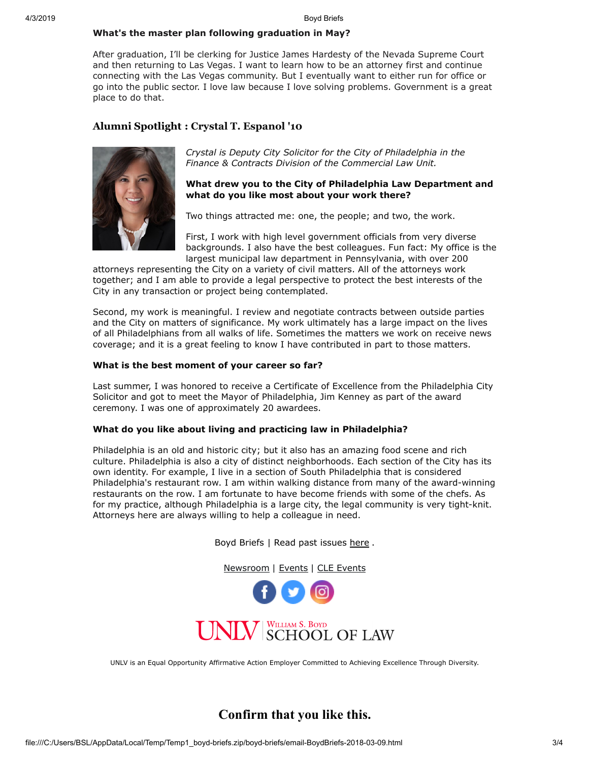**What's the master plan following graduation in May?**

After graduation, I'll be clerking for Justice James Hardesty of the Nevada Supreme Court and then returning to Las Vegas. I want to learn how to be an attorney first and continue connecting with the Las Vegas community. But I eventually want to either run for office or go into the public sector. I love law because I love solving problems. Government is a great place to do that.

## Alumni Spotlight : Crystal T. Espanol '10

*Crystal is Deputy City Solicitor for the City of Philadelphia in the Finance & Contracts Division of the Commercial Law Unit.*

**What drew you to the City of Philadelphia Law Department and what do you like most about your work there?**

Two things attracted me: one, the people; and two, the work.

First, I work with high level government officials from very diverse backgrounds. I also have the best colleagues. Fun fact: My office is the largest municipal law department in Pennsylvania, with over 200 attorneys representing the City on a variety of civil matters. All of the attorneys work together; and I am able to provide a legal perspective to protect the best interests of the City in any transaction or project being contemplated.

Second, my work is meaningful. I review and negotiate contracts between outside parties and the City on matters of significance. My work ultimately has a large impact on the lives of all Philadelphians from all walks of life. Sometimes the matters we work on receive news coverage; and it is a great feeling to know I have contributed in part to those matters.

**What is the best moment of your career so far?**

Last summer, I was honored to receive a Certificate of Excellence from the Philadelphia City Solicitor and got to meet the Mayor of Philadelphia, Jim Kenney as part of the award ceremony. I was one of approximately 20 awardees.

**What do you like about living and practicing law in Philadelphia?**

Philadelphia is an old and historic city; but it also has an amazing food scene and rich culture. Philadelphia is also a city of distinct neighborhoods. Each section of the City has its own identity. For example, I live in a section of South Philadelphia that is considered Philadelphia's restaurant row. I am within walking distance from many of the award-winning restaurants on the row. I am fortunate to have become friends with some of the chefs. As for my practice, although Philadelphia is a large city, the legal community is very tight-knit. Attorneys here are always willing to help a colleague in need.

Boyd Briefs | Read past issues here .

Newsroom | Events | CLE Events

UNLV William S. Boyd School of Law

UNLV is an Equal Opportunity Affirmative Action Employer Committed to Achieving Excellence Through Diversity.

**Confirm that you like this.**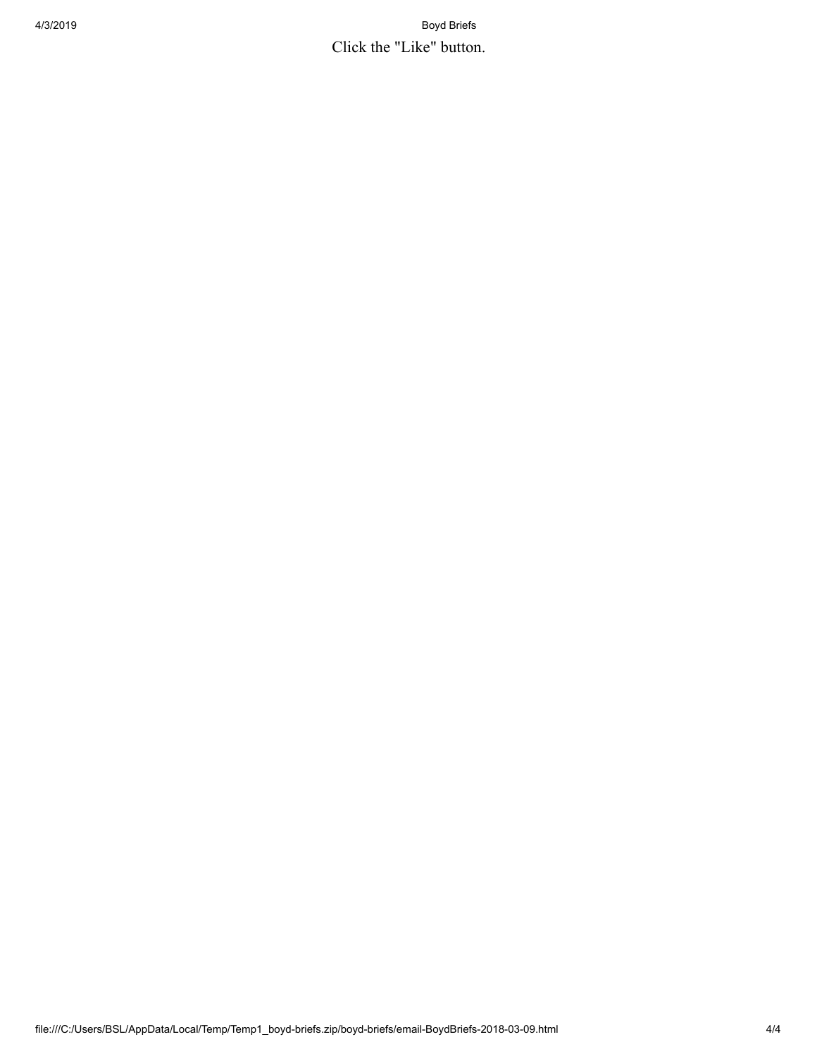Click the "Like" button.